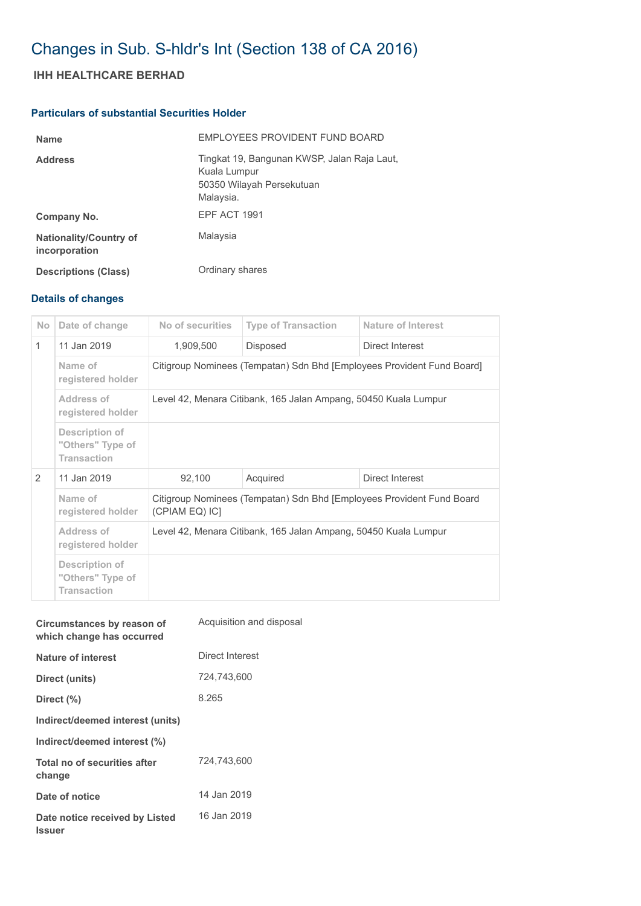# Changes in Sub. S-hldr's Int (Section 138 of CA 2016)

## IHH HEALTHCARE BERHAD

### Particulars of substantial Securities Holder

| | |
|---|---|
| **Name** | EMPLOYEES PROVIDENT FUND BOARD |
| **Address** | Tingkat 19, Bangunan KWSP, Jalan Raja Laut, Kuala Lumpur 50350 Wilayah Persekutuan Malaysia. |
| **Company No.** | EPF ACT 1991 |
| **Nationality/Country of incorporation** | Malaysia |
| **Descriptions (Class)** | Ordinary shares |

### Details of changes

| No | Date of change | No of securities | Type of Transaction | Nature of Interest |
|---|---|---|---|---|
| 1 | 11 Jan 2019 | 1,909,500 | Disposed | Direct Interest |
| | Name of registered holder | Citigroup Nominees (Tempatan) Sdn Bhd [Employees Provident Fund Board] | | |
| | Address of registered holder | Level 42, Menara Citibank, 165 Jalan Ampang, 50450 Kuala Lumpur | | |
| | Description of "Others" Type of Transaction | | | |
| 2 | 11 Jan 2019 | 92,100 | Acquired | Direct Interest |
| | Name of registered holder | Citigroup Nominees (Tempatan) Sdn Bhd [Employees Provident Fund Board (CPIAM EQ) IC] | | |
| | Address of registered holder | Level 42, Menara Citibank, 165 Jalan Ampang, 50450 Kuala Lumpur | | |
| | Description of "Others" Type of Transaction | | | |

| | |
|---|---|
| **Circumstances by reason of which change has occurred** | Acquisition and disposal |
| **Nature of interest** | Direct Interest |
| **Direct (units)** | 724,743,600 |
| **Direct (%)** | 8.265 |
| **Indirect/deemed interest (units)** | |
| **Indirect/deemed interest (%)** | |
| **Total no of securities after change** | 724,743,600 |
| **Date of notice** | 14 Jan 2019 |
| **Date notice received by Listed Issuer** | 16 Jan 2019 |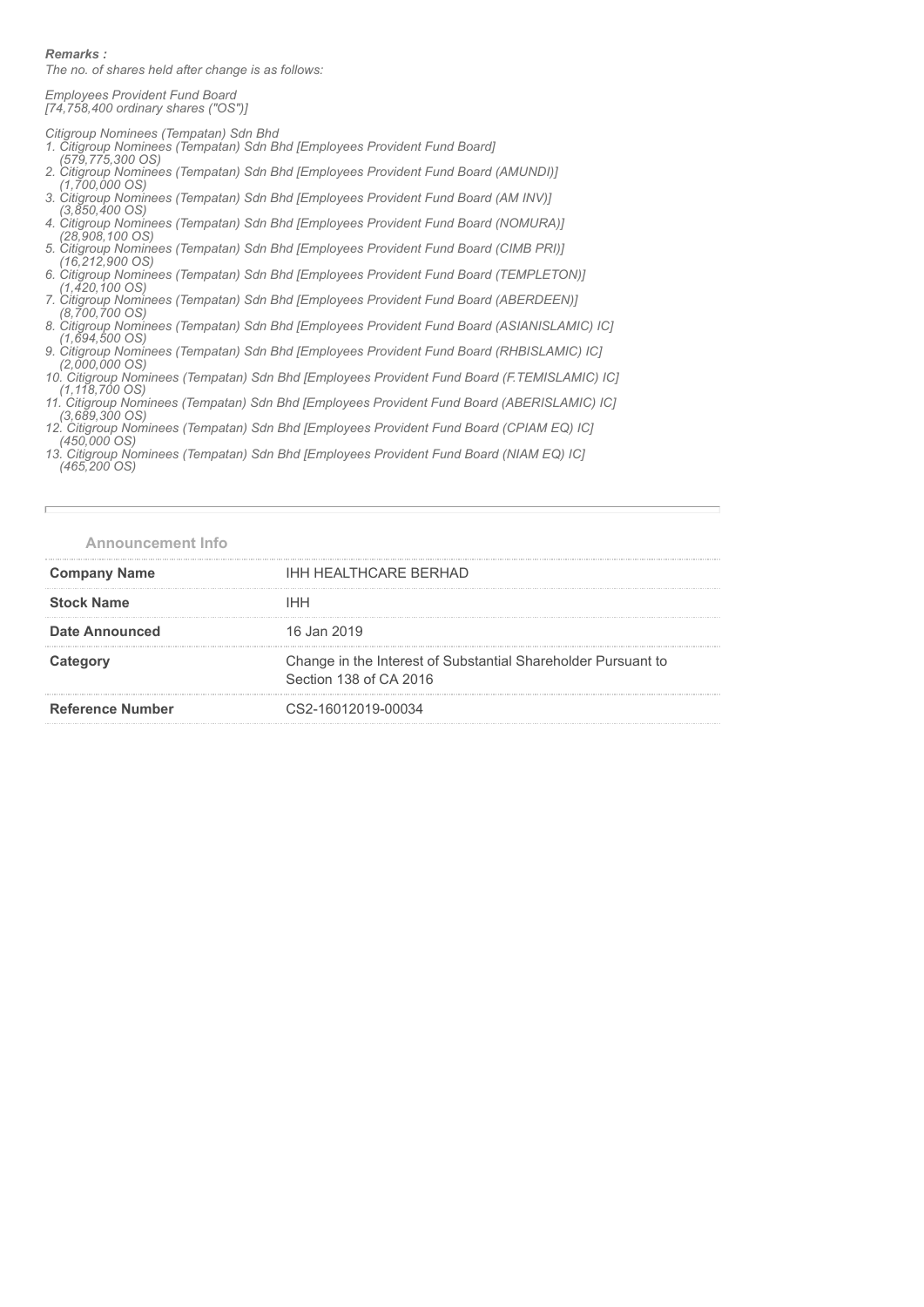***Remarks :***

*The no. of shares held after change is as follows:*

*Employees Provident Fund Board*
*[74,758,400 ordinary shares ("OS")]*

*Citigroup Nominees (Tempatan) Sdn Bhd*

1. *Citigroup Nominees (Tempatan) Sdn Bhd [Employees Provident Fund Board]*
   *(579,775,300 OS)*
2. *Citigroup Nominees (Tempatan) Sdn Bhd [Employees Provident Fund Board (AMUNDI)]*
   *(1,700,000 OS)*
3. *Citigroup Nominees (Tempatan) Sdn Bhd [Employees Provident Fund Board (AM INV)]*
   *(3,850,400 OS)*
4. *Citigroup Nominees (Tempatan) Sdn Bhd [Employees Provident Fund Board (NOMURA)]*
   *(28,908,100 OS)*
5. *Citigroup Nominees (Tempatan) Sdn Bhd [Employees Provident Fund Board (CIMB PRI)]*
   *(16,212,900 OS)*
6. *Citigroup Nominees (Tempatan) Sdn Bhd [Employees Provident Fund Board (TEMPLETON)]*
   *(1,420,100 OS)*
7. *Citigroup Nominees (Tempatan) Sdn Bhd [Employees Provident Fund Board (ABERDEEN)]*
   *(8,700,700 OS)*
8. *Citigroup Nominees (Tempatan) Sdn Bhd [Employees Provident Fund Board (ASIANISLAMIC) IC]*
   *(1,694,500 OS)*
9. *Citigroup Nominees (Tempatan) Sdn Bhd [Employees Provident Fund Board (RHBISLAMIC) IC]*
   *(2,000,000 OS)*
10. *Citigroup Nominees (Tempatan) Sdn Bhd [Employees Provident Fund Board (F.TEMISLAMIC) IC]*
    *(1,118,700 OS)*
11. *Citigroup Nominees (Tempatan) Sdn Bhd [Employees Provident Fund Board (ABERISLAMIC) IC]*
    *(3,689,300 OS)*
12. *Citigroup Nominees (Tempatan) Sdn Bhd [Employees Provident Fund Board (CPIAM EQ) IC]*
    *(450,000 OS)*
13. *Citigroup Nominees (Tempatan) Sdn Bhd [Employees Provident Fund Board (NIAM EQ) IC]*
    *(465,200 OS)*

## Announcement Info

| | |
|---|---|
| **Company Name** | IHH HEALTHCARE BERHAD |
| **Stock Name** | IHH |
| **Date Announced** | 16 Jan 2019 |
| **Category** | Change in the Interest of Substantial Shareholder Pursuant to Section 138 of CA 2016 |
| **Reference Number** | CS2-16012019-00034 |